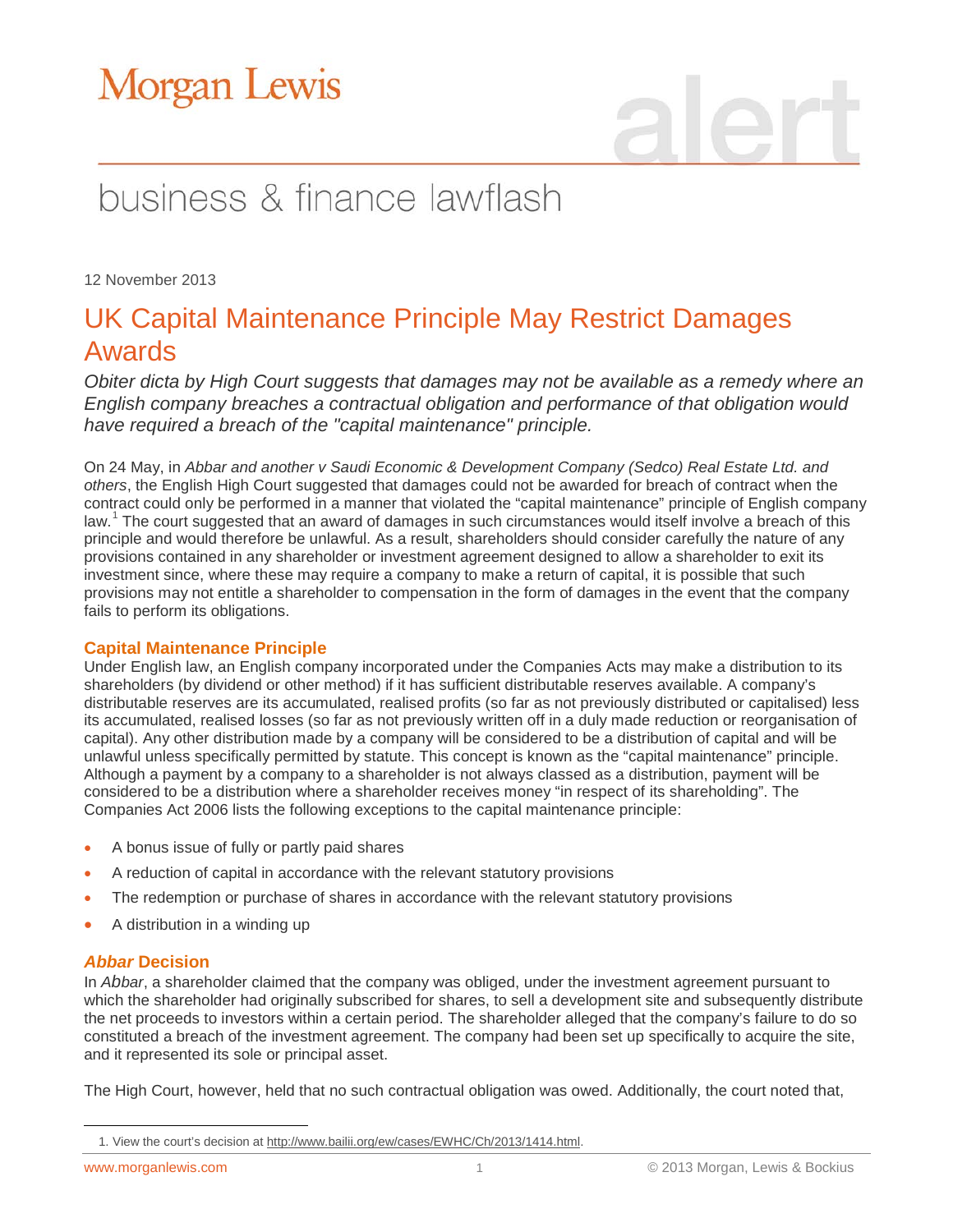# Morgan Lewis

## business & finance lawflash

12 November 2013

# UK Capital Maintenance Principle May Restrict Damages Awards

*Obiter dicta by High Court suggests that damages may not be available as a remedy where an English company breaches a contractual obligation and performance of that obligation would have required a breach of the "capital maintenance" principle.*

On 24 May, in *Abbar and another v Saudi Economic & Development Company (Sedco) Real Estate Ltd. and others*, the English High Court suggested that damages could not be awarded for breach of contract when the contract could only be performed in a manner that violated the "capital maintenance" principle of English company law.[1] The court suggested that an award of damages in such circumstances would itself involve a breach of this principle and would therefore be unlawful. As a result, shareholders should consider carefully the nature of any provisions contained in any shareholder or investment agreement designed to allow a shareholder to exit its investment since, where these may require a company to make a return of capital, it is possible that such provisions may not entitle a shareholder to compensation in the form of damages in the event that the company fails to perform its obligations.

### Capital Maintenance Principle

Under English law, an English company incorporated under the Companies Acts may make a distribution to its shareholders (by dividend or other method) if it has sufficient distributable reserves available. A company's distributable reserves are its accumulated, realised profits (so far as not previously distributed or capitalised) less its accumulated, realised losses (so far as not previously written off in a duly made reduction or reorganisation of capital). Any other distribution made by a company will be considered to be a distribution of capital and will be unlawful unless specifically permitted by statute. This concept is known as the "capital maintenance" principle. Although a payment by a company to a shareholder is not always classed as a distribution, payment will be considered to be a distribution where a shareholder receives money "in respect of its shareholding". The Companies Act 2006 lists the following exceptions to the capital maintenance principle:

- A bonus issue of fully or partly paid shares
- A reduction of capital in accordance with the relevant statutory provisions
- The redemption or purchase of shares in accordance with the relevant statutory provisions
- A distribution in a winding up

### *Abbar* Decision

In *Abbar*, a shareholder claimed that the company was obliged, under the investment agreement pursuant to which the shareholder had originally subscribed for shares, to sell a development site and subsequently distribute the net proceeds to investors within a certain period. The shareholder alleged that the company's failure to do so constituted a breach of the investment agreement. The company had been set up specifically to acquire the site, and it represented its sole or principal asset.

The High Court, however, held that no such contractual obligation was owed. Additionally, the court noted that,

---

1. View the court's decision at http://www.bailii.org/ew/cases/EWHC/Ch/2013/1414.html.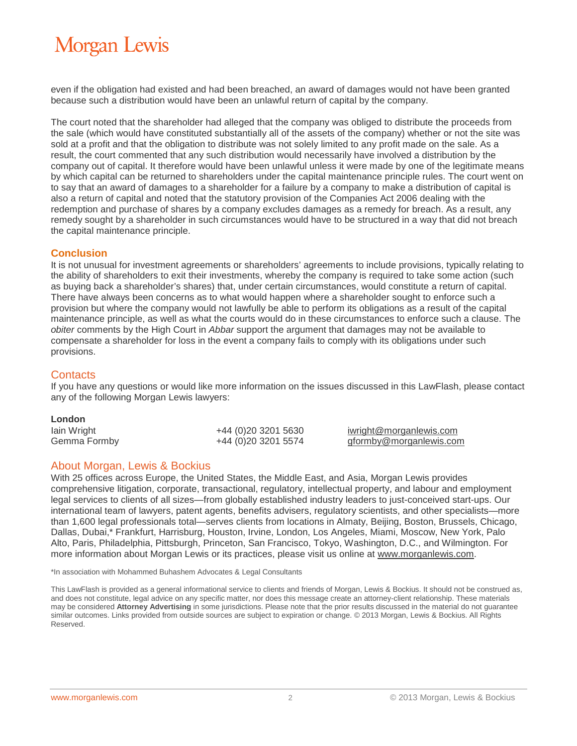even if the obligation had existed and had been breached, an award of damages would not have been granted because such a distribution would have been an unlawful return of capital by the company.

The court noted that the shareholder had alleged that the company was obliged to distribute the proceeds from the sale (which would have constituted substantially all of the assets of the company) whether or not the site was sold at a profit and that the obligation to distribute was not solely limited to any profit made on the sale. As a result, the court commented that any such distribution would necessarily have involved a distribution by the company out of capital. It therefore would have been unlawful unless it were made by one of the legitimate means by which capital can be returned to shareholders under the capital maintenance principle rules. The court went on to say that an award of damages to a shareholder for a failure by a company to make a distribution of capital is also a return of capital and noted that the statutory provision of the Companies Act 2006 dealing with the redemption and purchase of shares by a company excludes damages as a remedy for breach. As a result, any remedy sought by a shareholder in such circumstances would have to be structured in a way that did not breach the capital maintenance principle.

## Conclusion

It is not unusual for investment agreements or shareholders' agreements to include provisions, typically relating to the ability of shareholders to exit their investments, whereby the company is required to take some action (such as buying back a shareholder's shares) that, under certain circumstances, would constitute a return of capital. There have always been concerns as to what would happen where a shareholder sought to enforce such a provision but where the company would not lawfully be able to perform its obligations as a result of the capital maintenance principle, as well as what the courts would do in these circumstances to enforce such a clause. The *obiter* comments by the High Court in *Abbar* support the argument that damages may not be available to compensate a shareholder for loss in the event a company fails to comply with its obligations under such provisions.

## Contacts

If you have any questions or would like more information on the issues discussed in this LawFlash, please contact any of the following Morgan Lewis lawyers:

**London**

| | | |
|---|---|---|
| Iain Wright | +44 (0)20 3201 5630 | iwright@morganlewis.com |
| Gemma Formby | +44 (0)20 3201 5574 | gformby@morganlewis.com |

## About Morgan, Lewis & Bockius

With 25 offices across Europe, the United States, the Middle East, and Asia, Morgan Lewis provides comprehensive litigation, corporate, transactional, regulatory, intellectual property, and labour and employment legal services to clients of all sizes—from globally established industry leaders to just-conceived start-ups. Our international team of lawyers, patent agents, benefits advisers, regulatory scientists, and other specialists—more than 1,600 legal professionals total—serves clients from locations in Almaty, Beijing, Boston, Brussels, Chicago, Dallas, Dubai,* Frankfurt, Harrisburg, Houston, Irvine, London, Los Angeles, Miami, Moscow, New York, Palo Alto, Paris, Philadelphia, Pittsburgh, Princeton, San Francisco, Tokyo, Washington, D.C., and Wilmington. For more information about Morgan Lewis or its practices, please visit us online at www.morganlewis.com.

*In association with Mohammed Buhashem Advocates & Legal Consultants

This LawFlash is provided as a general informational service to clients and friends of Morgan, Lewis & Bockius. It should not be construed as, and does not constitute, legal advice on any specific matter, nor does this message create an attorney-client relationship. These materials may be considered **Attorney Advertising** in some jurisdictions. Please note that the prior results discussed in the material do not guarantee similar outcomes. Links provided from outside sources are subject to expiration or change. © 2013 Morgan, Lewis & Bockius. All Rights Reserved.